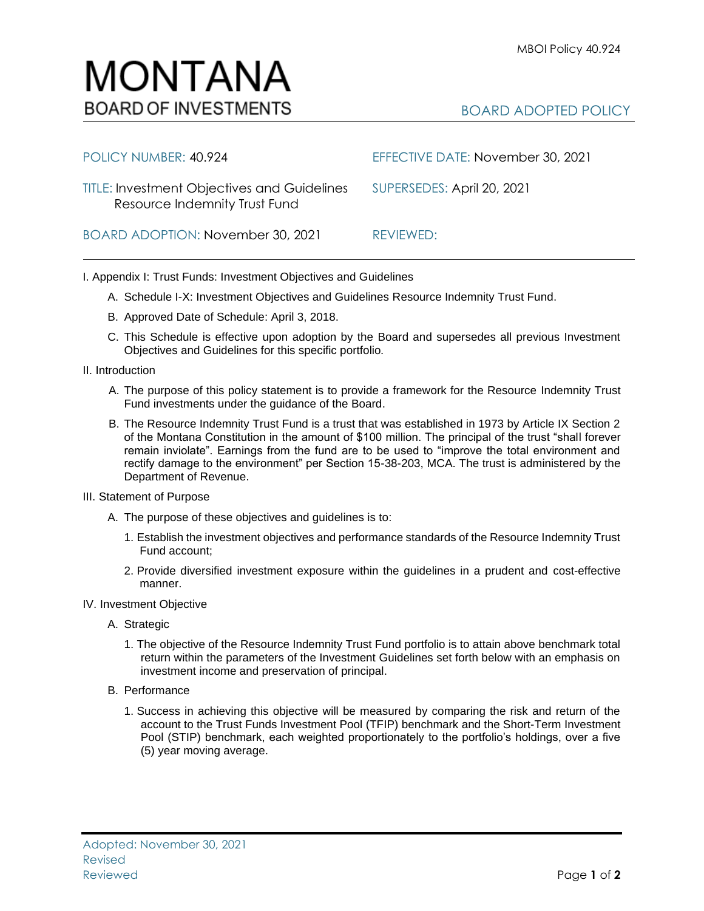MBOI Policy 40.924

# MONTANA
## BOARD OF INVESTMENTS

BOARD ADOPTED POLICY

| | |
|---|---|
| POLICY NUMBER: 40.924 | EFFECTIVE DATE: November 30, 2021 |
| TITLE: Investment Objectives and Guidelines Resource Indemnity Trust Fund | SUPERSEDES: April 20, 2021 |
| BOARD ADOPTION: November 30, 2021 | REVIEWED: |

I. Appendix I: Trust Funds: Investment Objectives and Guidelines

A. Schedule I-X: Investment Objectives and Guidelines Resource Indemnity Trust Fund.

B. Approved Date of Schedule: April 3, 2018.

C. This Schedule is effective upon adoption by the Board and supersedes all previous Investment Objectives and Guidelines for this specific portfolio.

II. Introduction

A. The purpose of this policy statement is to provide a framework for the Resource Indemnity Trust Fund investments under the guidance of the Board.

B. The Resource Indemnity Trust Fund is a trust that was established in 1973 by Article IX Section 2 of the Montana Constitution in the amount of $100 million. The principal of the trust "shall forever remain inviolate". Earnings from the fund are to be used to "improve the total environment and rectify damage to the environment" per Section 15-38-203, MCA. The trust is administered by the Department of Revenue.

III. Statement of Purpose

A. The purpose of these objectives and guidelines is to:

1. Establish the investment objectives and performance standards of the Resource Indemnity Trust Fund account;

2. Provide diversified investment exposure within the guidelines in a prudent and cost-effective manner.

IV. Investment Objective

A. Strategic

1. The objective of the Resource Indemnity Trust Fund portfolio is to attain above benchmark total return within the parameters of the Investment Guidelines set forth below with an emphasis on investment income and preservation of principal.

B. Performance

1. Success in achieving this objective will be measured by comparing the risk and return of the account to the Trust Funds Investment Pool (TFIP) benchmark and the Short-Term Investment Pool (STIP) benchmark, each weighted proportionately to the portfolio's holdings, over a five (5) year moving average.

Adopted: November 30, 2021
Revised
Reviewed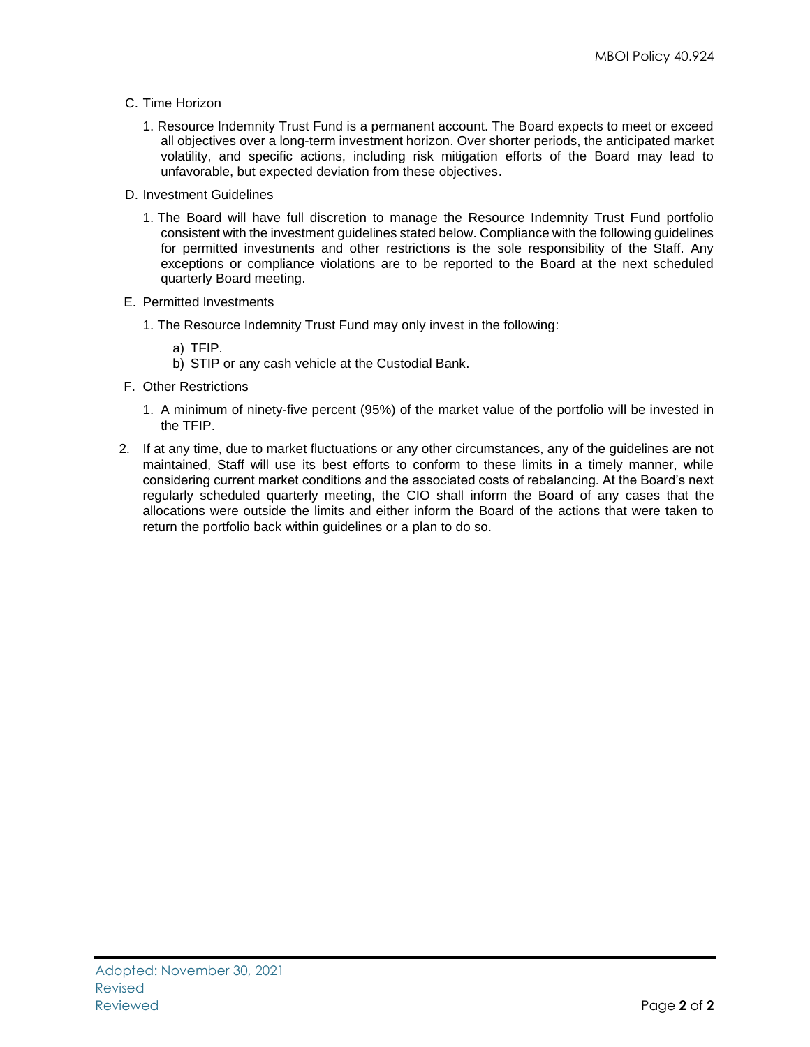C. Time Horizon

1. Resource Indemnity Trust Fund is a permanent account. The Board expects to meet or exceed all objectives over a long-term investment horizon. Over shorter periods, the anticipated market volatility, and specific actions, including risk mitigation efforts of the Board may lead to unfavorable, but expected deviation from these objectives.

D. Investment Guidelines

1. The Board will have full discretion to manage the Resource Indemnity Trust Fund portfolio consistent with the investment guidelines stated below. Compliance with the following guidelines for permitted investments and other restrictions is the sole responsibility of the Staff. Any exceptions or compliance violations are to be reported to the Board at the next scheduled quarterly Board meeting.

E. Permitted Investments

1. The Resource Indemnity Trust Fund may only invest in the following:

   a) TFIP.
   b) STIP or any cash vehicle at the Custodial Bank.

F. Other Restrictions

1. A minimum of ninety-five percent (95%) of the market value of the portfolio will be invested in the TFIP.

2. If at any time, due to market fluctuations or any other circumstances, any of the guidelines are not maintained, Staff will use its best efforts to conform to these limits in a timely manner, while considering current market conditions and the associated costs of rebalancing. At the Board's next regularly scheduled quarterly meeting, the CIO shall inform the Board of any cases that the allocations were outside the limits and either inform the Board of the actions that were taken to return the portfolio back within guidelines or a plan to do so.

Adopted: November 30, 2021
Revised
Reviewed